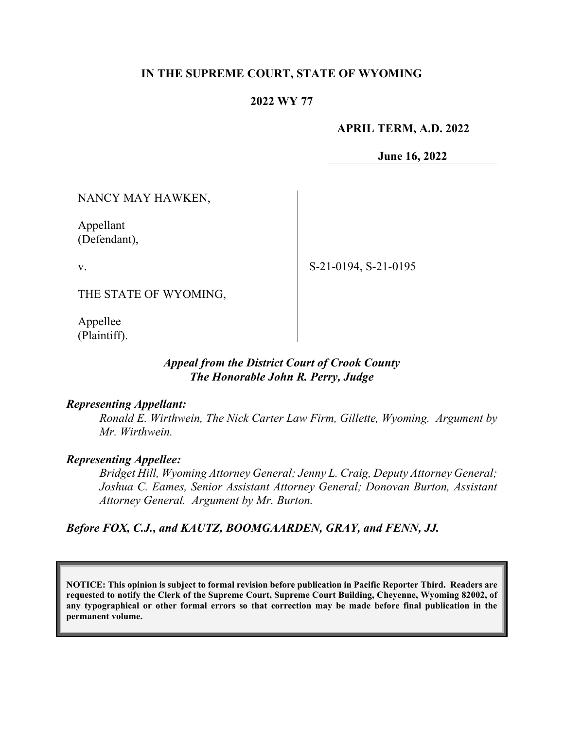**IN THE SUPREME COURT, STATE OF WYOMING**

**2022 WY 77**

**APRIL TERM, A.D. 2022**

**June 16, 2022**

NANCY MAY HAWKEN,

Appellant
(Defendant),

v.

THE STATE OF WYOMING,

Appellee
(Plaintiff).

S-21-0194, S-21-0195

***Appeal from the District Court of Crook County***
***The Honorable John R. Perry, Judge***

***Representing Appellant:***

*Ronald E. Wirthwein, The Nick Carter Law Firm, Gillette, Wyoming. Argument by Mr. Wirthwein.*

***Representing Appellee:***

*Bridget Hill, Wyoming Attorney General; Jenny L. Craig, Deputy Attorney General; Joshua C. Eames, Senior Assistant Attorney General; Donovan Burton, Assistant Attorney General. Argument by Mr. Burton.*

***Before FOX, C.J., and KAUTZ, BOOMGAARDEN, GRAY, and FENN, JJ.***

**NOTICE: This opinion is subject to formal revision before publication in Pacific Reporter Third. Readers are requested to notify the Clerk of the Supreme Court, Supreme Court Building, Cheyenne, Wyoming 82002, of any typographical or other formal errors so that correction may be made before final publication in the permanent volume.**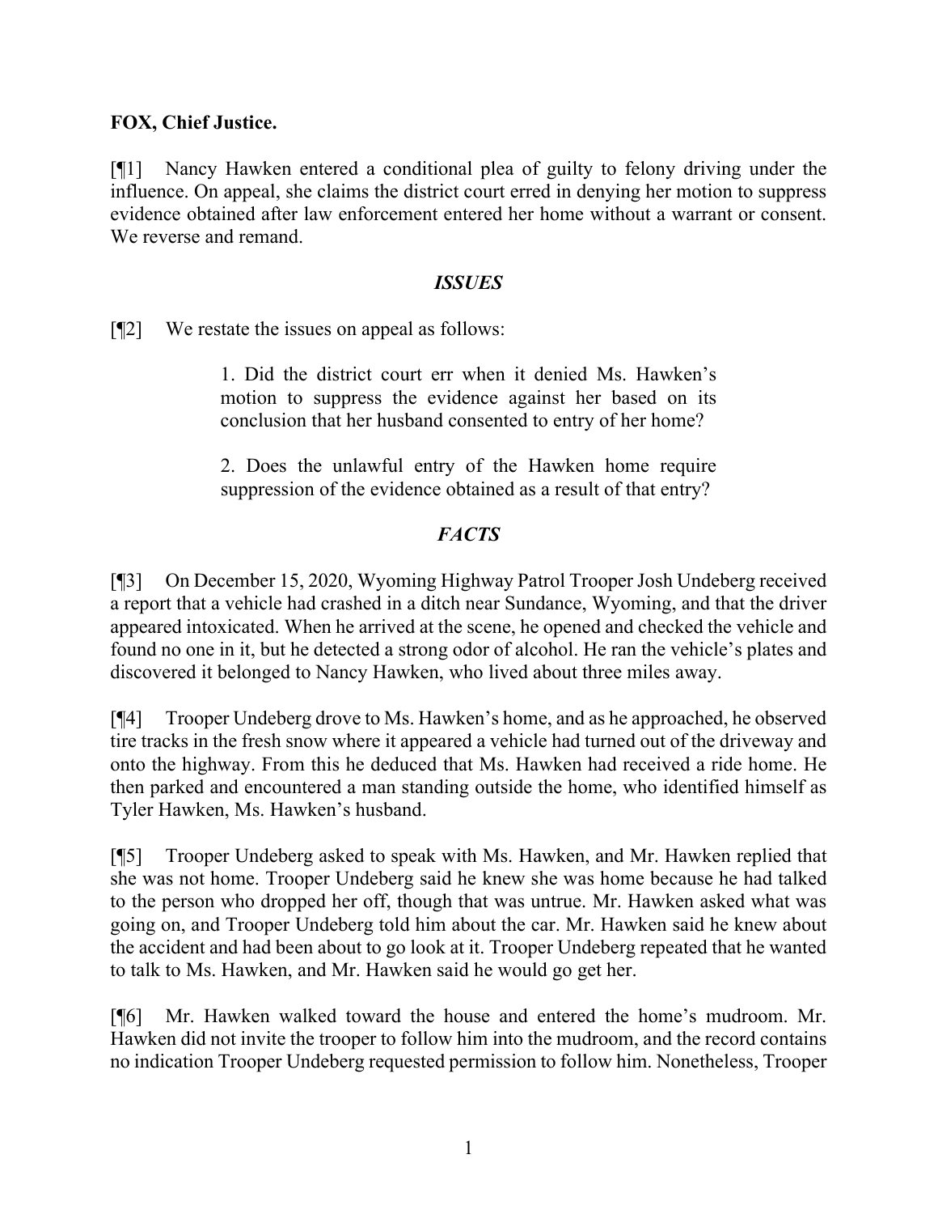**FOX, Chief Justice.**

[¶1] Nancy Hawken entered a conditional plea of guilty to felony driving under the influence. On appeal, she claims the district court erred in denying her motion to suppress evidence obtained after law enforcement entered her home without a warrant or consent. We reverse and remand.

## *ISSUES*

[¶2] We restate the issues on appeal as follows:

> 1. Did the district court err when it denied Ms. Hawken's motion to suppress the evidence against her based on its conclusion that her husband consented to entry of her home?
>
> 2. Does the unlawful entry of the Hawken home require suppression of the evidence obtained as a result of that entry?

## *FACTS*

[¶3] On December 15, 2020, Wyoming Highway Patrol Trooper Josh Undeberg received a report that a vehicle had crashed in a ditch near Sundance, Wyoming, and that the driver appeared intoxicated. When he arrived at the scene, he opened and checked the vehicle and found no one in it, but he detected a strong odor of alcohol. He ran the vehicle's plates and discovered it belonged to Nancy Hawken, who lived about three miles away.

[¶4] Trooper Undeberg drove to Ms. Hawken's home, and as he approached, he observed tire tracks in the fresh snow where it appeared a vehicle had turned out of the driveway and onto the highway. From this he deduced that Ms. Hawken had received a ride home. He then parked and encountered a man standing outside the home, who identified himself as Tyler Hawken, Ms. Hawken's husband.

[¶5] Trooper Undeberg asked to speak with Ms. Hawken, and Mr. Hawken replied that she was not home. Trooper Undeberg said he knew she was home because he had talked to the person who dropped her off, though that was untrue. Mr. Hawken asked what was going on, and Trooper Undeberg told him about the car. Mr. Hawken said he knew about the accident and had been about to go look at it. Trooper Undeberg repeated that he wanted to talk to Ms. Hawken, and Mr. Hawken said he would go get her.

[¶6] Mr. Hawken walked toward the house and entered the home's mudroom. Mr. Hawken did not invite the trooper to follow him into the mudroom, and the record contains no indication Trooper Undeberg requested permission to follow him. Nonetheless, Trooper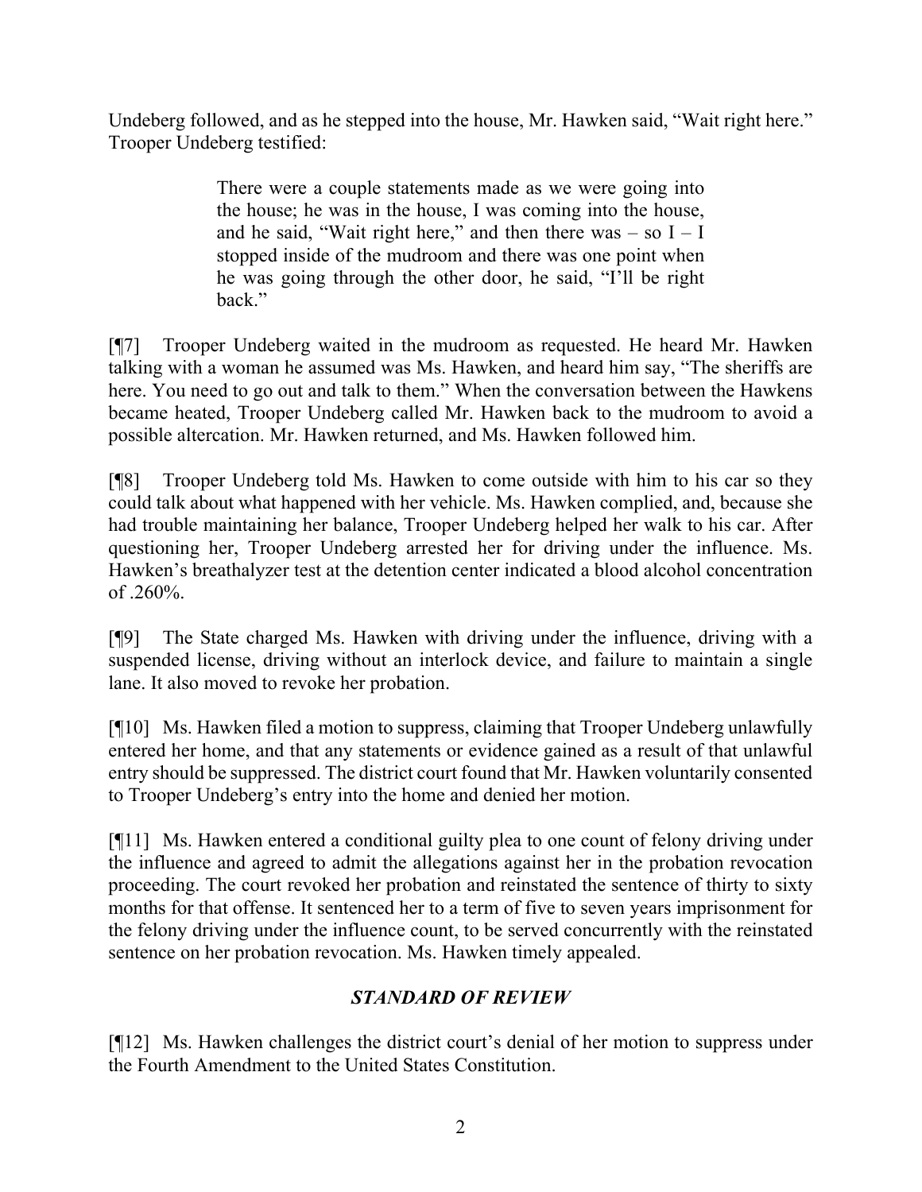Undeberg followed, and as he stepped into the house, Mr. Hawken said, "Wait right here." Trooper Undeberg testified:

> There were a couple statements made as we were going into the house; he was in the house, I was coming into the house, and he said, "Wait right here," and then there was – so I – I stopped inside of the mudroom and there was one point when he was going through the other door, he said, "I'll be right back."

[¶7] Trooper Undeberg waited in the mudroom as requested. He heard Mr. Hawken talking with a woman he assumed was Ms. Hawken, and heard him say, "The sheriffs are here. You need to go out and talk to them." When the conversation between the Hawkens became heated, Trooper Undeberg called Mr. Hawken back to the mudroom to avoid a possible altercation. Mr. Hawken returned, and Ms. Hawken followed him.

[¶8] Trooper Undeberg told Ms. Hawken to come outside with him to his car so they could talk about what happened with her vehicle. Ms. Hawken complied, and, because she had trouble maintaining her balance, Trooper Undeberg helped her walk to his car. After questioning her, Trooper Undeberg arrested her for driving under the influence. Ms. Hawken's breathalyzer test at the detention center indicated a blood alcohol concentration of .260%.

[¶9] The State charged Ms. Hawken with driving under the influence, driving with a suspended license, driving without an interlock device, and failure to maintain a single lane. It also moved to revoke her probation.

[¶10] Ms. Hawken filed a motion to suppress, claiming that Trooper Undeberg unlawfully entered her home, and that any statements or evidence gained as a result of that unlawful entry should be suppressed. The district court found that Mr. Hawken voluntarily consented to Trooper Undeberg's entry into the home and denied her motion.

[¶11] Ms. Hawken entered a conditional guilty plea to one count of felony driving under the influence and agreed to admit the allegations against her in the probation revocation proceeding. The court revoked her probation and reinstated the sentence of thirty to sixty months for that offense. It sentenced her to a term of five to seven years imprisonment for the felony driving under the influence count, to be served concurrently with the reinstated sentence on her probation revocation. Ms. Hawken timely appealed.

## *STANDARD OF REVIEW*

[¶12] Ms. Hawken challenges the district court's denial of her motion to suppress under the Fourth Amendment to the United States Constitution.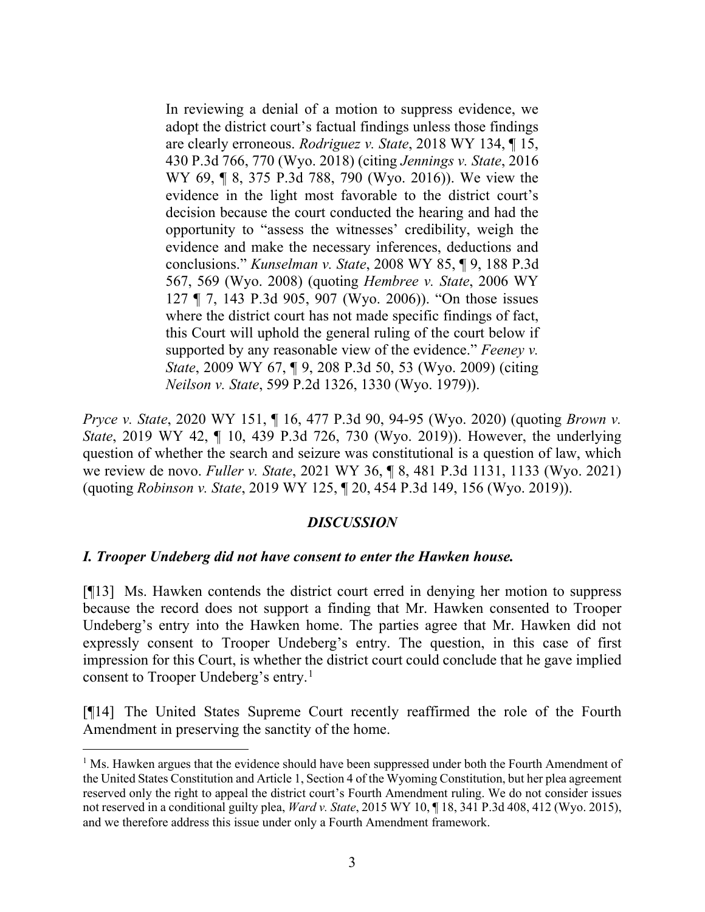> In reviewing a denial of a motion to suppress evidence, we adopt the district court's factual findings unless those findings are clearly erroneous. *Rodriguez v. State*, 2018 WY 134, ¶ 15, 430 P.3d 766, 770 (Wyo. 2018) (citing *Jennings v. State*, 2016 WY 69, ¶ 8, 375 P.3d 788, 790 (Wyo. 2016)). We view the evidence in the light most favorable to the district court's decision because the court conducted the hearing and had the opportunity to "assess the witnesses' credibility, weigh the evidence and make the necessary inferences, deductions and conclusions." *Kunselman v. State*, 2008 WY 85, ¶ 9, 188 P.3d 567, 569 (Wyo. 2008) (quoting *Hembree v. State*, 2006 WY 127 ¶ 7, 143 P.3d 905, 907 (Wyo. 2006)). "On those issues where the district court has not made specific findings of fact, this Court will uphold the general ruling of the court below if supported by any reasonable view of the evidence." *Feeney v. State*, 2009 WY 67, ¶ 9, 208 P.3d 50, 53 (Wyo. 2009) (citing *Neilson v. State*, 599 P.2d 1326, 1330 (Wyo. 1979)).

*Pryce v. State*, 2020 WY 151, ¶ 16, 477 P.3d 90, 94-95 (Wyo. 2020) (quoting *Brown v. State*, 2019 WY 42, ¶ 10, 439 P.3d 726, 730 (Wyo. 2019)). However, the underlying question of whether the search and seizure was constitutional is a question of law, which we review de novo. *Fuller v. State*, 2021 WY 36, ¶ 8, 481 P.3d 1131, 1133 (Wyo. 2021) (quoting *Robinson v. State*, 2019 WY 125, ¶ 20, 454 P.3d 149, 156 (Wyo. 2019)).

## *DISCUSSION*

### *I. Trooper Undeberg did not have consent to enter the Hawken house.*

[¶13] Ms. Hawken contends the district court erred in denying her motion to suppress because the record does not support a finding that Mr. Hawken consented to Trooper Undeberg's entry into the Hawken home. The parties agree that Mr. Hawken did not expressly consent to Trooper Undeberg's entry. The question, in this case of first impression for this Court, is whether the district court could conclude that he gave implied consent to Trooper Undeberg's entry.[1]

[¶14] The United States Supreme Court recently reaffirmed the role of the Fourth Amendment in preserving the sanctity of the home.

---

[1] Ms. Hawken argues that the evidence should have been suppressed under both the Fourth Amendment of the United States Constitution and Article 1, Section 4 of the Wyoming Constitution, but her plea agreement reserved only the right to appeal the district court's Fourth Amendment ruling. We do not consider issues not reserved in a conditional guilty plea, *Ward v. State*, 2015 WY 10, ¶ 18, 341 P.3d 408, 412 (Wyo. 2015), and we therefore address this issue under only a Fourth Amendment framework.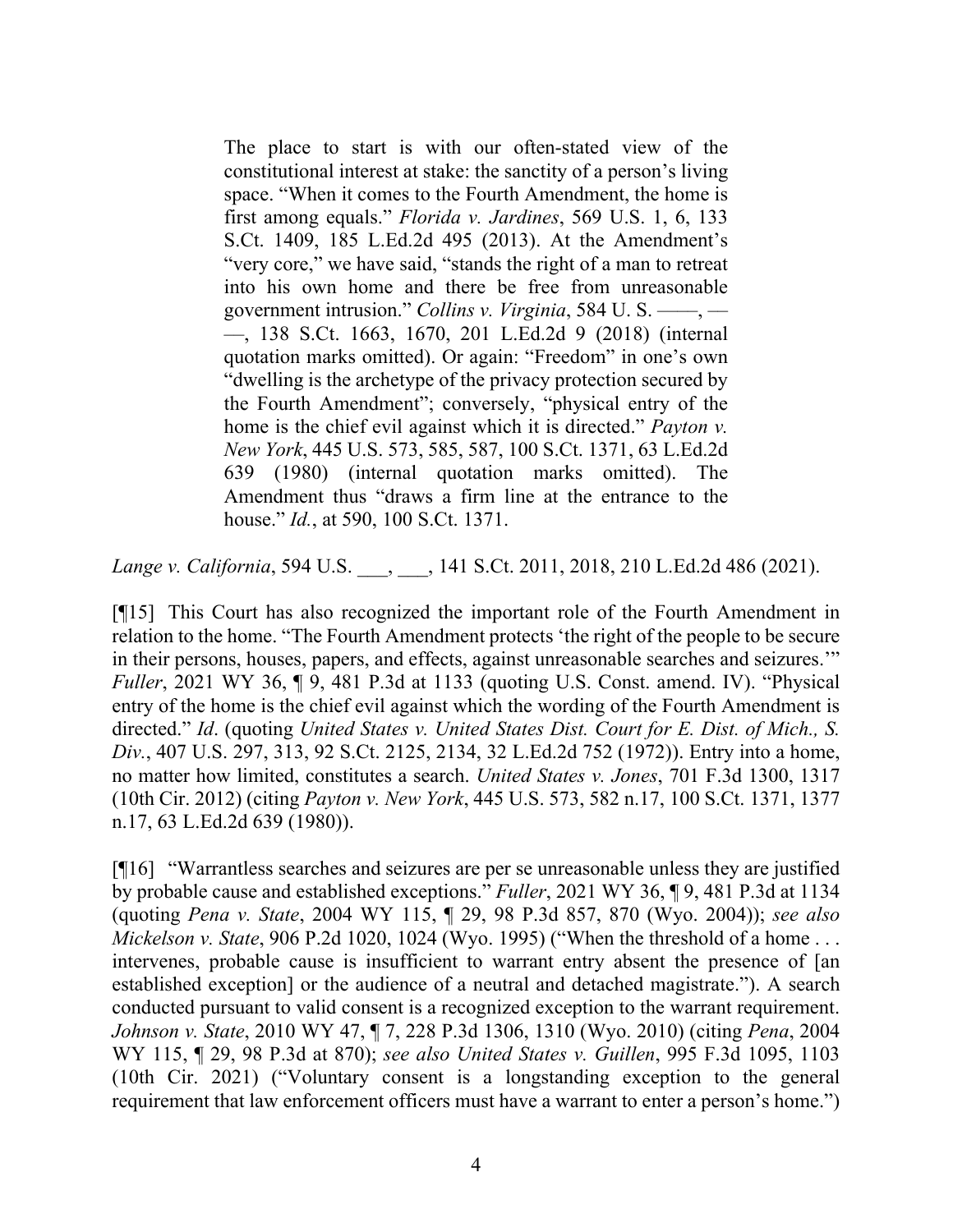> The place to start is with our often-stated view of the constitutional interest at stake: the sanctity of a person's living space. "When it comes to the Fourth Amendment, the home is first among equals." *Florida v. Jardines*, 569 U.S. 1, 6, 133 S.Ct. 1409, 185 L.Ed.2d 495 (2013). At the Amendment's "very core," we have said, "stands the right of a man to retreat into his own home and there be free from unreasonable government intrusion." *Collins v. Virginia*, 584 U. S. ——, ——, 138 S.Ct. 1663, 1670, 201 L.Ed.2d 9 (2018) (internal quotation marks omitted). Or again: "Freedom" in one's own "dwelling is the archetype of the privacy protection secured by the Fourth Amendment"; conversely, "physical entry of the home is the chief evil against which it is directed." *Payton v. New York*, 445 U.S. 573, 585, 587, 100 S.Ct. 1371, 63 L.Ed.2d 639 (1980) (internal quotation marks omitted). The Amendment thus "draws a firm line at the entrance to the house." *Id.*, at 590, 100 S.Ct. 1371.

*Lange v. California*, 594 U.S. ___, ___, 141 S.Ct. 2011, 2018, 210 L.Ed.2d 486 (2021).

[¶15] This Court has also recognized the important role of the Fourth Amendment in relation to the home. "The Fourth Amendment protects 'the right of the people to be secure in their persons, houses, papers, and effects, against unreasonable searches and seizures.'" *Fuller*, 2021 WY 36, ¶ 9, 481 P.3d at 1133 (quoting U.S. Const. amend. IV). "Physical entry of the home is the chief evil against which the wording of the Fourth Amendment is directed." *Id*. (quoting *United States v. United States Dist. Court for E. Dist. of Mich., S. Div.*, 407 U.S. 297, 313, 92 S.Ct. 2125, 2134, 32 L.Ed.2d 752 (1972)). Entry into a home, no matter how limited, constitutes a search. *United States v. Jones*, 701 F.3d 1300, 1317 (10th Cir. 2012) (citing *Payton v. New York*, 445 U.S. 573, 582 n.17, 100 S.Ct. 1371, 1377 n.17, 63 L.Ed.2d 639 (1980)).

[¶16] "Warrantless searches and seizures are per se unreasonable unless they are justified by probable cause and established exceptions." *Fuller*, 2021 WY 36, ¶ 9, 481 P.3d at 1134 (quoting *Pena v. State*, 2004 WY 115, ¶ 29, 98 P.3d 857, 870 (Wyo. 2004)); *see also Mickelson v. State*, 906 P.2d 1020, 1024 (Wyo. 1995) ("When the threshold of a home . . . intervenes, probable cause is insufficient to warrant entry absent the presence of [an established exception] or the audience of a neutral and detached magistrate."). A search conducted pursuant to valid consent is a recognized exception to the warrant requirement. *Johnson v. State*, 2010 WY 47, ¶ 7, 228 P.3d 1306, 1310 (Wyo. 2010) (citing *Pena*, 2004 WY 115, ¶ 29, 98 P.3d at 870); *see also United States v. Guillen*, 995 F.3d 1095, 1103 (10th Cir. 2021) ("Voluntary consent is a longstanding exception to the general requirement that law enforcement officers must have a warrant to enter a person's home.")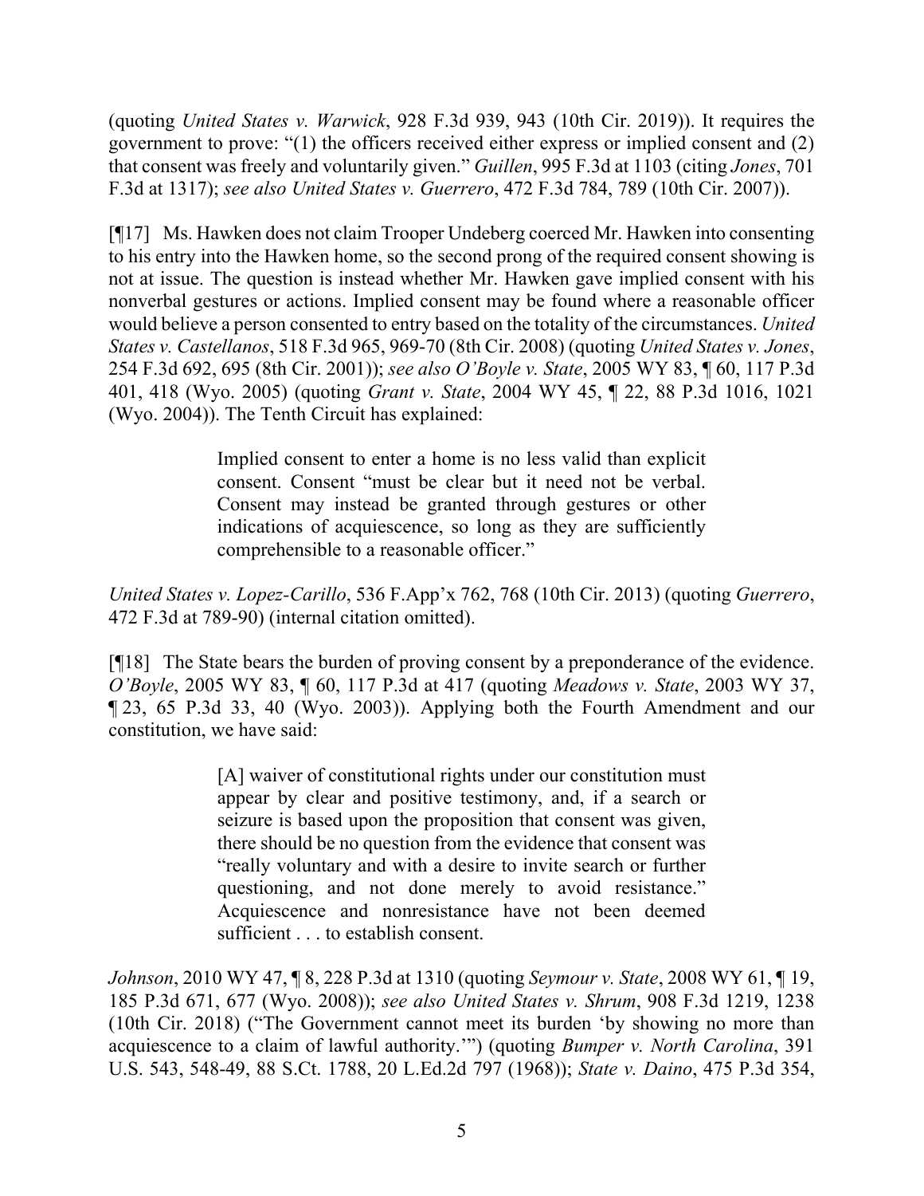(quoting *United States v. Warwick*, 928 F.3d 939, 943 (10th Cir. 2019)). It requires the government to prove: "(1) the officers received either express or implied consent and (2) that consent was freely and voluntarily given." *Guillen*, 995 F.3d at 1103 (citing *Jones*, 701 F.3d at 1317); *see also United States v. Guerrero*, 472 F.3d 784, 789 (10th Cir. 2007)).

[¶17] Ms. Hawken does not claim Trooper Undeberg coerced Mr. Hawken into consenting to his entry into the Hawken home, so the second prong of the required consent showing is not at issue. The question is instead whether Mr. Hawken gave implied consent with his nonverbal gestures or actions. Implied consent may be found where a reasonable officer would believe a person consented to entry based on the totality of the circumstances. *United States v. Castellanos*, 518 F.3d 965, 969-70 (8th Cir. 2008) (quoting *United States v. Jones*, 254 F.3d 692, 695 (8th Cir. 2001)); *see also O'Boyle v. State*, 2005 WY 83, ¶ 60, 117 P.3d 401, 418 (Wyo. 2005) (quoting *Grant v. State*, 2004 WY 45, ¶ 22, 88 P.3d 1016, 1021 (Wyo. 2004)). The Tenth Circuit has explained:

> Implied consent to enter a home is no less valid than explicit consent. Consent "must be clear but it need not be verbal. Consent may instead be granted through gestures or other indications of acquiescence, so long as they are sufficiently comprehensible to a reasonable officer."

*United States v. Lopez-Carillo*, 536 F.App'x 762, 768 (10th Cir. 2013) (quoting *Guerrero*, 472 F.3d at 789-90) (internal citation omitted).

[¶18] The State bears the burden of proving consent by a preponderance of the evidence. *O'Boyle*, 2005 WY 83, ¶ 60, 117 P.3d at 417 (quoting *Meadows v. State*, 2003 WY 37, ¶ 23, 65 P.3d 33, 40 (Wyo. 2003)). Applying both the Fourth Amendment and our constitution, we have said:

> [A] waiver of constitutional rights under our constitution must appear by clear and positive testimony, and, if a search or seizure is based upon the proposition that consent was given, there should be no question from the evidence that consent was "really voluntary and with a desire to invite search or further questioning, and not done merely to avoid resistance." Acquiescence and nonresistance have not been deemed sufficient . . . to establish consent.

*Johnson*, 2010 WY 47, ¶ 8, 228 P.3d at 1310 (quoting *Seymour v. State*, 2008 WY 61, ¶ 19, 185 P.3d 671, 677 (Wyo. 2008)); *see also United States v. Shrum*, 908 F.3d 1219, 1238 (10th Cir. 2018) ("The Government cannot meet its burden 'by showing no more than acquiescence to a claim of lawful authority.'") (quoting *Bumper v. North Carolina*, 391 U.S. 543, 548-49, 88 S.Ct. 1788, 20 L.Ed.2d 797 (1968)); *State v. Daino*, 475 P.3d 354,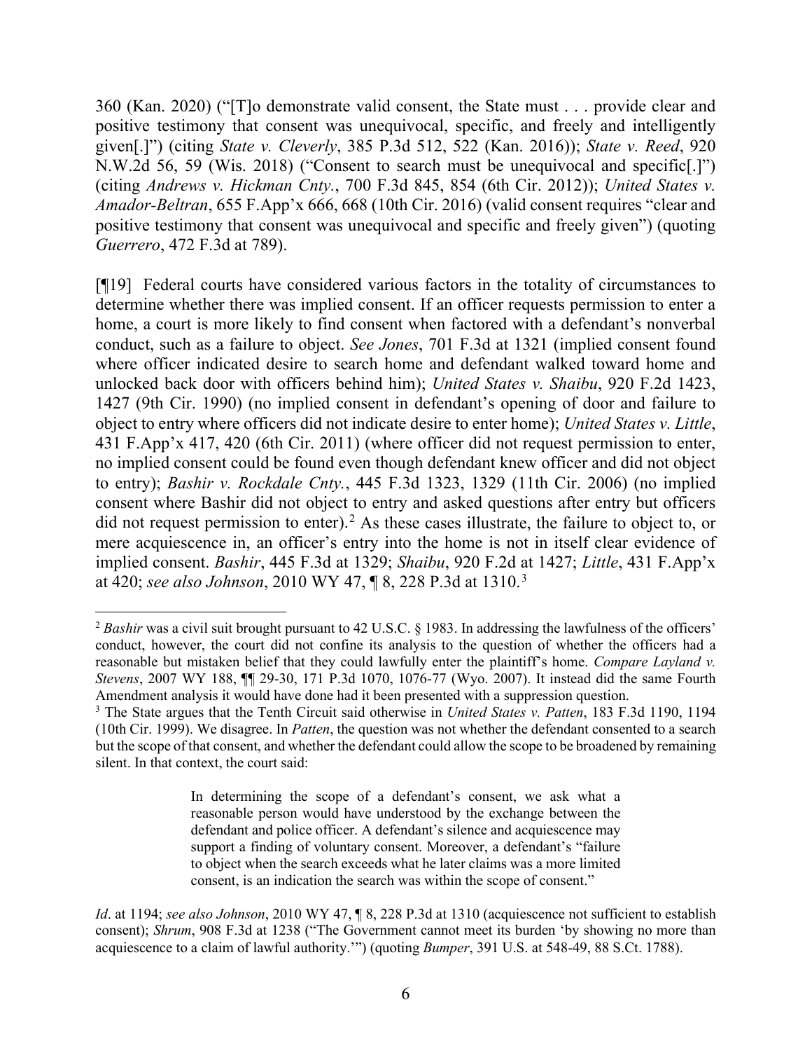360 (Kan. 2020) ("[T]o demonstrate valid consent, the State must . . . provide clear and positive testimony that consent was unequivocal, specific, and freely and intelligently given[.]") (citing *State v. Cleverly*, 385 P.3d 512, 522 (Kan. 2016)); *State v. Reed*, 920 N.W.2d 56, 59 (Wis. 2018) ("Consent to search must be unequivocal and specific[.]") (citing *Andrews v. Hickman Cnty.*, 700 F.3d 845, 854 (6th Cir. 2012)); *United States v. Amador-Beltran*, 655 F.App'x 666, 668 (10th Cir. 2016) (valid consent requires "clear and positive testimony that consent was unequivocal and specific and freely given") (quoting *Guerrero*, 472 F.3d at 789).

[¶19] Federal courts have considered various factors in the totality of circumstances to determine whether there was implied consent. If an officer requests permission to enter a home, a court is more likely to find consent when factored with a defendant's nonverbal conduct, such as a failure to object. *See Jones*, 701 F.3d at 1321 (implied consent found where officer indicated desire to search home and defendant walked toward home and unlocked back door with officers behind him); *United States v. Shaibu*, 920 F.2d 1423, 1427 (9th Cir. 1990) (no implied consent in defendant's opening of door and failure to object to entry where officers did not indicate desire to enter home); *United States v. Little*, 431 F.App'x 417, 420 (6th Cir. 2011) (where officer did not request permission to enter, no implied consent could be found even though defendant knew officer and did not object to entry); *Bashir v. Rockdale Cnty.*, 445 F.3d 1323, 1329 (11th Cir. 2006) (no implied consent where Bashir did not object to entry and asked questions after entry but officers did not request permission to enter).[2] As these cases illustrate, the failure to object to, or mere acquiescence in, an officer's entry into the home is not in itself clear evidence of implied consent. *Bashir*, 445 F.3d at 1329; *Shaibu*, 920 F.2d at 1427; *Little*, 431 F.App'x at 420; *see also Johnson*, 2010 WY 47, ¶ 8, 228 P.3d at 1310.[3]

---

[2] *Bashir* was a civil suit brought pursuant to 42 U.S.C. § 1983. In addressing the lawfulness of the officers' conduct, however, the court did not confine its analysis to the question of whether the officers had a reasonable but mistaken belief that they could lawfully enter the plaintiff's home. *Compare Layland v. Stevens*, 2007 WY 188, ¶¶ 29-30, 171 P.3d 1070, 1076-77 (Wyo. 2007). It instead did the same Fourth Amendment analysis it would have done had it been presented with a suppression question.

[3] The State argues that the Tenth Circuit said otherwise in *United States v. Patten*, 183 F.3d 1190, 1194 (10th Cir. 1999). We disagree. In *Patten*, the question was not whether the defendant consented to a search but the scope of that consent, and whether the defendant could allow the scope to be broadened by remaining silent. In that context, the court said:

> In determining the scope of a defendant's consent, we ask what a reasonable person would have understood by the exchange between the defendant and police officer. A defendant's silence and acquiescence may support a finding of voluntary consent. Moreover, a defendant's "failure to object when the search exceeds what he later claims was a more limited consent, is an indication the search was within the scope of consent."

*Id*. at 1194; *see also Johnson*, 2010 WY 47, ¶ 8, 228 P.3d at 1310 (acquiescence not sufficient to establish consent); *Shrum*, 908 F.3d at 1238 ("The Government cannot meet its burden 'by showing no more than acquiescence to a claim of lawful authority.'") (quoting *Bumper*, 391 U.S. at 548-49, 88 S.Ct. 1788).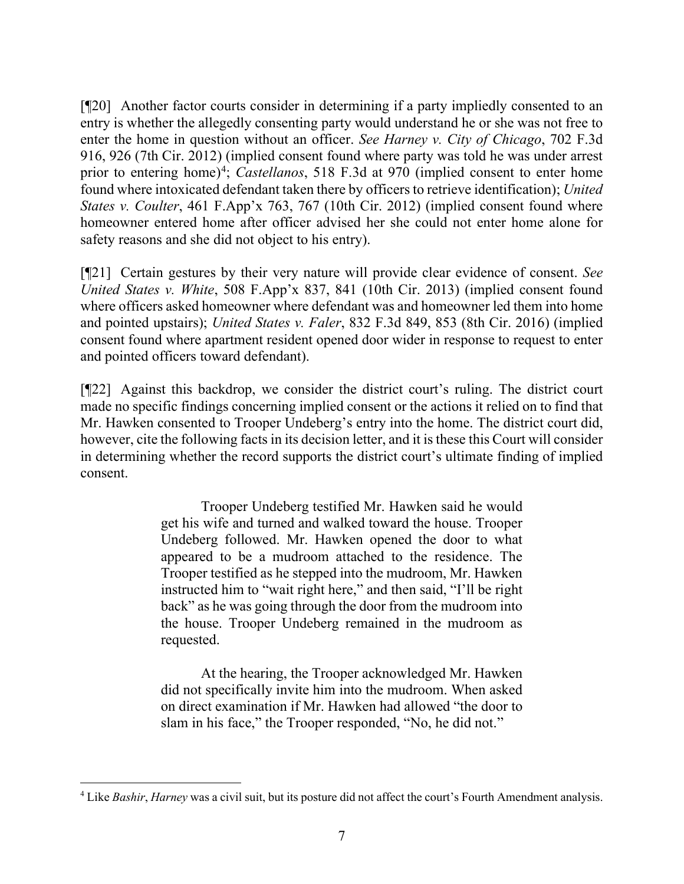[¶20] Another factor courts consider in determining if a party impliedly consented to an entry is whether the allegedly consenting party would understand he or she was not free to enter the home in question without an officer. *See Harney v. City of Chicago*, 702 F.3d 916, 926 (7th Cir. 2012) (implied consent found where party was told he was under arrest prior to entering home)[4]; *Castellanos*, 518 F.3d at 970 (implied consent to enter home found where intoxicated defendant taken there by officers to retrieve identification); *United States v. Coulter*, 461 F.App'x 763, 767 (10th Cir. 2012) (implied consent found where homeowner entered home after officer advised her she could not enter home alone for safety reasons and she did not object to his entry).

[¶21] Certain gestures by their very nature will provide clear evidence of consent. *See United States v. White*, 508 F.App'x 837, 841 (10th Cir. 2013) (implied consent found where officers asked homeowner where defendant was and homeowner led them into home and pointed upstairs); *United States v. Faler*, 832 F.3d 849, 853 (8th Cir. 2016) (implied consent found where apartment resident opened door wider in response to request to enter and pointed officers toward defendant).

[¶22] Against this backdrop, we consider the district court's ruling. The district court made no specific findings concerning implied consent or the actions it relied on to find that Mr. Hawken consented to Trooper Undeberg's entry into the home. The district court did, however, cite the following facts in its decision letter, and it is these this Court will consider in determining whether the record supports the district court's ultimate finding of implied consent.

> Trooper Undeberg testified Mr. Hawken said he would get his wife and turned and walked toward the house. Trooper Undeberg followed. Mr. Hawken opened the door to what appeared to be a mudroom attached to the residence. The Trooper testified as he stepped into the mudroom, Mr. Hawken instructed him to "wait right here," and then said, "I'll be right back" as he was going through the door from the mudroom into the house. Trooper Undeberg remained in the mudroom as requested.
>
> At the hearing, the Trooper acknowledged Mr. Hawken did not specifically invite him into the mudroom. When asked on direct examination if Mr. Hawken had allowed "the door to slam in his face," the Trooper responded, "No, he did not."

---

[4] Like *Bashir*, *Harney* was a civil suit, but its posture did not affect the court's Fourth Amendment analysis.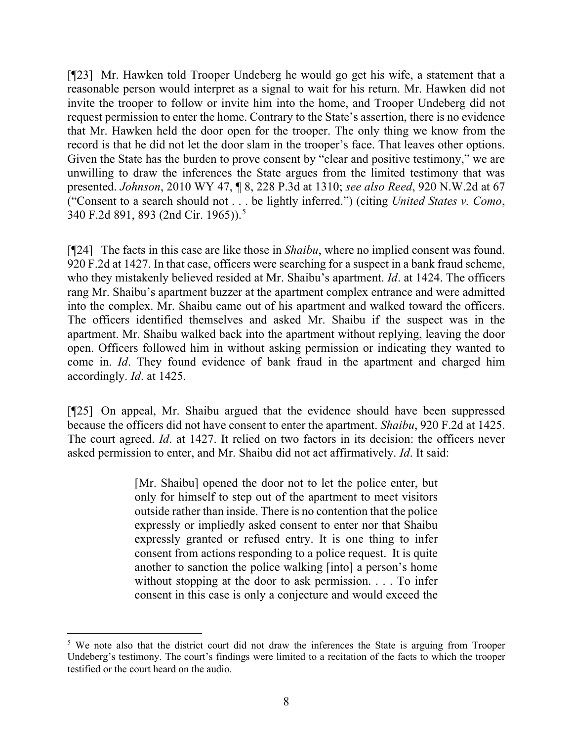[¶23] Mr. Hawken told Trooper Undeberg he would go get his wife, a statement that a reasonable person would interpret as a signal to wait for his return. Mr. Hawken did not invite the trooper to follow or invite him into the home, and Trooper Undeberg did not request permission to enter the home. Contrary to the State's assertion, there is no evidence that Mr. Hawken held the door open for the trooper. The only thing we know from the record is that he did not let the door slam in the trooper's face. That leaves other options. Given the State has the burden to prove consent by "clear and positive testimony," we are unwilling to draw the inferences the State argues from the limited testimony that was presented. *Johnson*, 2010 WY 47, ¶ 8, 228 P.3d at 1310; *see also Reed*, 920 N.W.2d at 67 ("Consent to a search should not . . . be lightly inferred.") (citing *United States v. Como*, 340 F.2d 891, 893 (2nd Cir. 1965)).[5]

[¶24] The facts in this case are like those in *Shaibu*, where no implied consent was found. 920 F.2d at 1427. In that case, officers were searching for a suspect in a bank fraud scheme, who they mistakenly believed resided at Mr. Shaibu's apartment. *Id*. at 1424. The officers rang Mr. Shaibu's apartment buzzer at the apartment complex entrance and were admitted into the complex. Mr. Shaibu came out of his apartment and walked toward the officers. The officers identified themselves and asked Mr. Shaibu if the suspect was in the apartment. Mr. Shaibu walked back into the apartment without replying, leaving the door open. Officers followed him in without asking permission or indicating they wanted to come in. *Id*. They found evidence of bank fraud in the apartment and charged him accordingly. *Id*. at 1425.

[¶25] On appeal, Mr. Shaibu argued that the evidence should have been suppressed because the officers did not have consent to enter the apartment. *Shaibu*, 920 F.2d at 1425. The court agreed. *Id*. at 1427. It relied on two factors in its decision: the officers never asked permission to enter, and Mr. Shaibu did not act affirmatively. *Id*. It said:

> [Mr. Shaibu] opened the door not to let the police enter, but only for himself to step out of the apartment to meet visitors outside rather than inside. There is no contention that the police expressly or impliedly asked consent to enter nor that Shaibu expressly granted or refused entry. It is one thing to infer consent from actions responding to a police request. It is quite another to sanction the police walking [into] a person's home without stopping at the door to ask permission. . . . To infer consent in this case is only a conjecture and would exceed the

---

[5] We note also that the district court did not draw the inferences the State is arguing from Trooper Undeberg's testimony. The court's findings were limited to a recitation of the facts to which the trooper testified or the court heard on the audio.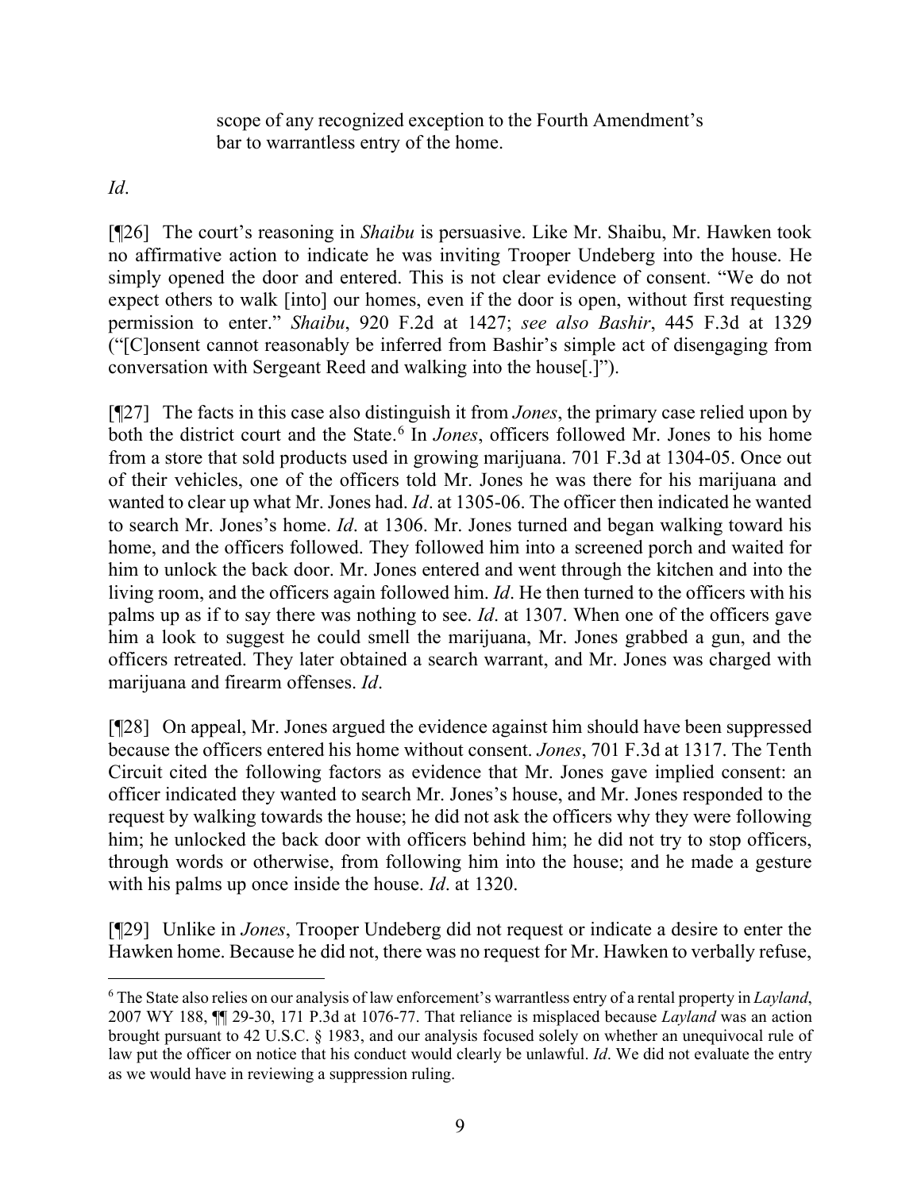> scope of any recognized exception to the Fourth Amendment's bar to warrantless entry of the home.

*Id*.

[¶26] The court's reasoning in *Shaibu* is persuasive. Like Mr. Shaibu, Mr. Hawken took no affirmative action to indicate he was inviting Trooper Undeberg into the house. He simply opened the door and entered. This is not clear evidence of consent. "We do not expect others to walk [into] our homes, even if the door is open, without first requesting permission to enter." *Shaibu*, 920 F.2d at 1427; *see also Bashir*, 445 F.3d at 1329 ("[C]onsent cannot reasonably be inferred from Bashir's simple act of disengaging from conversation with Sergeant Reed and walking into the house[.]").

[¶27] The facts in this case also distinguish it from *Jones*, the primary case relied upon by both the district court and the State.[6] In *Jones*, officers followed Mr. Jones to his home from a store that sold products used in growing marijuana. 701 F.3d at 1304-05. Once out of their vehicles, one of the officers told Mr. Jones he was there for his marijuana and wanted to clear up what Mr. Jones had. *Id*. at 1305-06. The officer then indicated he wanted to search Mr. Jones's home. *Id*. at 1306. Mr. Jones turned and began walking toward his home, and the officers followed. They followed him into a screened porch and waited for him to unlock the back door. Mr. Jones entered and went through the kitchen and into the living room, and the officers again followed him. *Id*. He then turned to the officers with his palms up as if to say there was nothing to see. *Id*. at 1307. When one of the officers gave him a look to suggest he could smell the marijuana, Mr. Jones grabbed a gun, and the officers retreated. They later obtained a search warrant, and Mr. Jones was charged with marijuana and firearm offenses. *Id*.

[¶28] On appeal, Mr. Jones argued the evidence against him should have been suppressed because the officers entered his home without consent. *Jones*, 701 F.3d at 1317. The Tenth Circuit cited the following factors as evidence that Mr. Jones gave implied consent: an officer indicated they wanted to search Mr. Jones's house, and Mr. Jones responded to the request by walking towards the house; he did not ask the officers why they were following him; he unlocked the back door with officers behind him; he did not try to stop officers, through words or otherwise, from following him into the house; and he made a gesture with his palms up once inside the house. *Id*. at 1320.

[¶29] Unlike in *Jones*, Trooper Undeberg did not request or indicate a desire to enter the Hawken home. Because he did not, there was no request for Mr. Hawken to verbally refuse,

[6] The State also relies on our analysis of law enforcement's warrantless entry of a rental property in *Layland*, 2007 WY 188, ¶¶ 29-30, 171 P.3d at 1076-77. That reliance is misplaced because *Layland* was an action brought pursuant to 42 U.S.C. § 1983, and our analysis focused solely on whether an unequivocal rule of law put the officer on notice that his conduct would clearly be unlawful. *Id*. We did not evaluate the entry as we would have in reviewing a suppression ruling.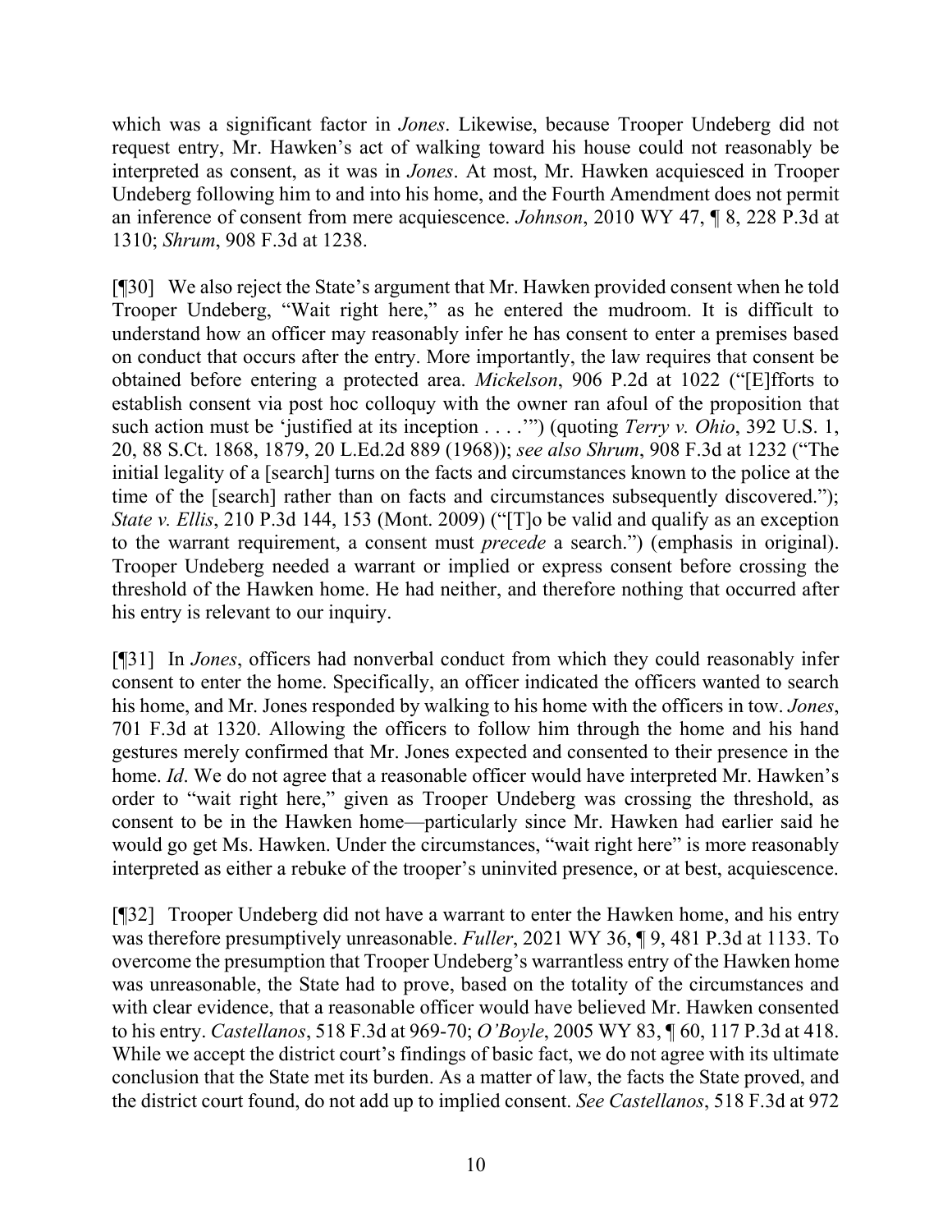which was a significant factor in *Jones*. Likewise, because Trooper Undeberg did not request entry, Mr. Hawken's act of walking toward his house could not reasonably be interpreted as consent, as it was in *Jones*. At most, Mr. Hawken acquiesced in Trooper Undeberg following him to and into his home, and the Fourth Amendment does not permit an inference of consent from mere acquiescence. *Johnson*, 2010 WY 47, ¶ 8, 228 P.3d at 1310; *Shrum*, 908 F.3d at 1238.

[¶30] We also reject the State's argument that Mr. Hawken provided consent when he told Trooper Undeberg, "Wait right here," as he entered the mudroom. It is difficult to understand how an officer may reasonably infer he has consent to enter a premises based on conduct that occurs after the entry. More importantly, the law requires that consent be obtained before entering a protected area. *Mickelson*, 906 P.2d at 1022 ("[E]fforts to establish consent via post hoc colloquy with the owner ran afoul of the proposition that such action must be 'justified at its inception . . . .'") (quoting *Terry v. Ohio*, 392 U.S. 1, 20, 88 S.Ct. 1868, 1879, 20 L.Ed.2d 889 (1968)); *see also Shrum*, 908 F.3d at 1232 ("The initial legality of a [search] turns on the facts and circumstances known to the police at the time of the [search] rather than on facts and circumstances subsequently discovered."); *State v. Ellis*, 210 P.3d 144, 153 (Mont. 2009) ("[T]o be valid and qualify as an exception to the warrant requirement, a consent must *precede* a search.") (emphasis in original). Trooper Undeberg needed a warrant or implied or express consent before crossing the threshold of the Hawken home. He had neither, and therefore nothing that occurred after his entry is relevant to our inquiry.

[¶31] In *Jones*, officers had nonverbal conduct from which they could reasonably infer consent to enter the home. Specifically, an officer indicated the officers wanted to search his home, and Mr. Jones responded by walking to his home with the officers in tow. *Jones*, 701 F.3d at 1320. Allowing the officers to follow him through the home and his hand gestures merely confirmed that Mr. Jones expected and consented to their presence in the home. *Id*. We do not agree that a reasonable officer would have interpreted Mr. Hawken's order to "wait right here," given as Trooper Undeberg was crossing the threshold, as consent to be in the Hawken home—particularly since Mr. Hawken had earlier said he would go get Ms. Hawken. Under the circumstances, "wait right here" is more reasonably interpreted as either a rebuke of the trooper's uninvited presence, or at best, acquiescence.

[¶32] Trooper Undeberg did not have a warrant to enter the Hawken home, and his entry was therefore presumptively unreasonable. *Fuller*, 2021 WY 36, ¶ 9, 481 P.3d at 1133. To overcome the presumption that Trooper Undeberg's warrantless entry of the Hawken home was unreasonable, the State had to prove, based on the totality of the circumstances and with clear evidence, that a reasonable officer would have believed Mr. Hawken consented to his entry. *Castellanos*, 518 F.3d at 969-70; *O'Boyle*, 2005 WY 83, ¶ 60, 117 P.3d at 418. While we accept the district court's findings of basic fact, we do not agree with its ultimate conclusion that the State met its burden. As a matter of law, the facts the State proved, and the district court found, do not add up to implied consent. *See Castellanos*, 518 F.3d at 972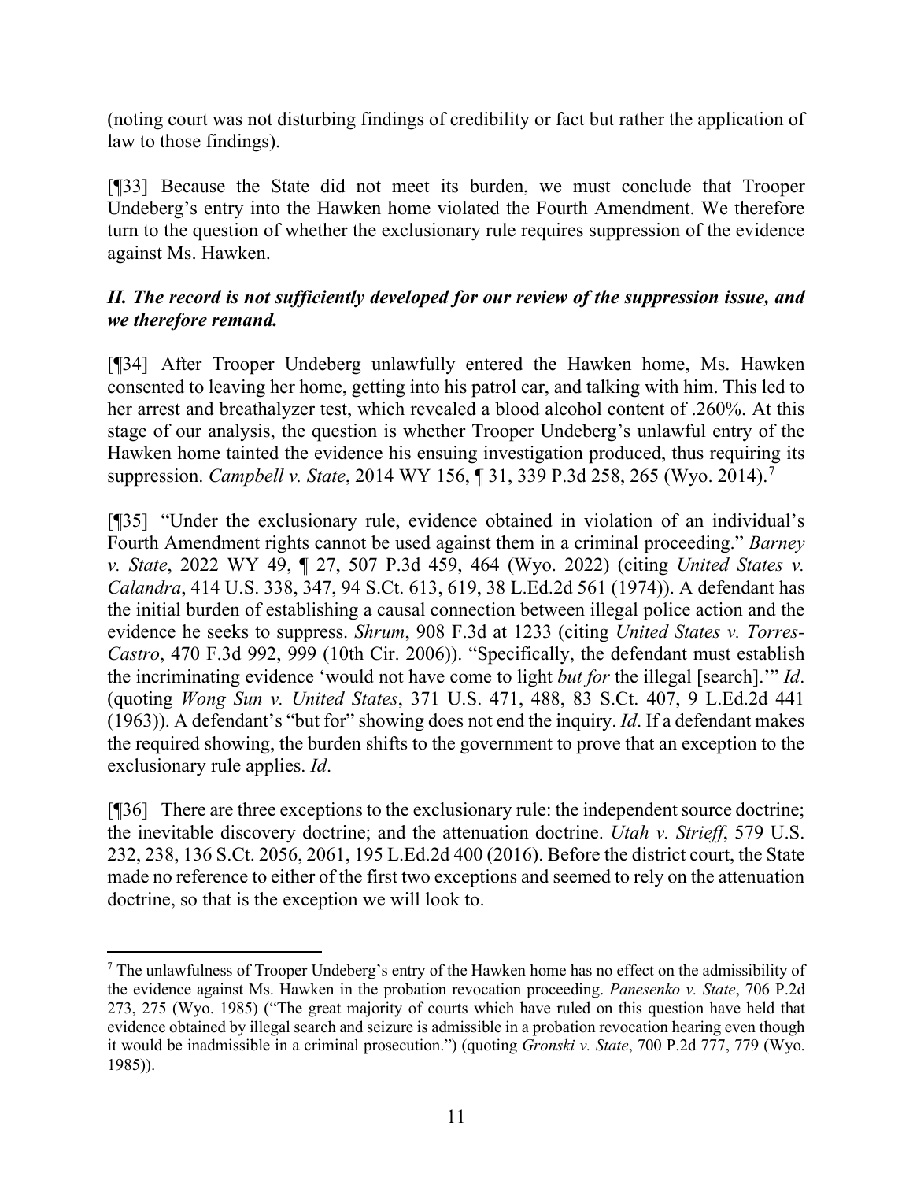(noting court was not disturbing findings of credibility or fact but rather the application of law to those findings).

[¶33] Because the State did not meet its burden, we must conclude that Trooper Undeberg's entry into the Hawken home violated the Fourth Amendment. We therefore turn to the question of whether the exclusionary rule requires suppression of the evidence against Ms. Hawken.

### *II. The record is not sufficiently developed for our review of the suppression issue, and we therefore remand.*

[¶34] After Trooper Undeberg unlawfully entered the Hawken home, Ms. Hawken consented to leaving her home, getting into his patrol car, and talking with him. This led to her arrest and breathalyzer test, which revealed a blood alcohol content of .260%. At this stage of our analysis, the question is whether Trooper Undeberg's unlawful entry of the Hawken home tainted the evidence his ensuing investigation produced, thus requiring its suppression. *Campbell v. State*, 2014 WY 156, ¶ 31, 339 P.3d 258, 265 (Wyo. 2014).[7]

[¶35] "Under the exclusionary rule, evidence obtained in violation of an individual's Fourth Amendment rights cannot be used against them in a criminal proceeding." *Barney v. State*, 2022 WY 49, ¶ 27, 507 P.3d 459, 464 (Wyo. 2022) (citing *United States v. Calandra*, 414 U.S. 338, 347, 94 S.Ct. 613, 619, 38 L.Ed.2d 561 (1974)). A defendant has the initial burden of establishing a causal connection between illegal police action and the evidence he seeks to suppress. *Shrum*, 908 F.3d at 1233 (citing *United States v. Torres-Castro*, 470 F.3d 992, 999 (10th Cir. 2006)). "Specifically, the defendant must establish the incriminating evidence 'would not have come to light *but for* the illegal [search].'" *Id*. (quoting *Wong Sun v. United States*, 371 U.S. 471, 488, 83 S.Ct. 407, 9 L.Ed.2d 441 (1963)). A defendant's "but for" showing does not end the inquiry. *Id*. If a defendant makes the required showing, the burden shifts to the government to prove that an exception to the exclusionary rule applies. *Id*.

[¶36] There are three exceptions to the exclusionary rule: the independent source doctrine; the inevitable discovery doctrine; and the attenuation doctrine. *Utah v. Strieff*, 579 U.S. 232, 238, 136 S.Ct. 2056, 2061, 195 L.Ed.2d 400 (2016). Before the district court, the State made no reference to either of the first two exceptions and seemed to rely on the attenuation doctrine, so that is the exception we will look to.

---

[7] The unlawfulness of Trooper Undeberg's entry of the Hawken home has no effect on the admissibility of the evidence against Ms. Hawken in the probation revocation proceeding. *Panesenko v. State*, 706 P.2d 273, 275 (Wyo. 1985) ("The great majority of courts which have ruled on this question have held that evidence obtained by illegal search and seizure is admissible in a probation revocation hearing even though it would be inadmissible in a criminal prosecution.") (quoting *Gronski v. State*, 700 P.2d 777, 779 (Wyo. 1985)).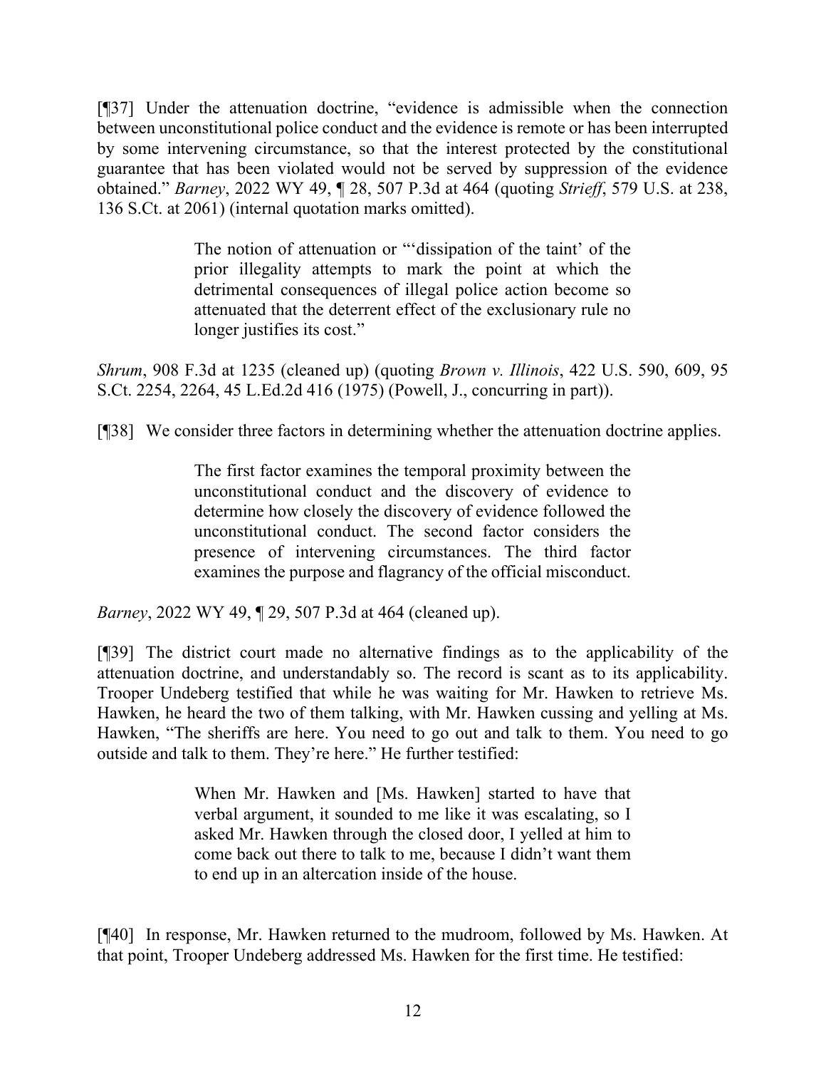[¶37] Under the attenuation doctrine, "evidence is admissible when the connection between unconstitutional police conduct and the evidence is remote or has been interrupted by some intervening circumstance, so that the interest protected by the constitutional guarantee that has been violated would not be served by suppression of the evidence obtained." *Barney*, 2022 WY 49, ¶ 28, 507 P.3d at 464 (quoting *Strieff*, 579 U.S. at 238, 136 S.Ct. at 2061) (internal quotation marks omitted).

> The notion of attenuation or "'dissipation of the taint' of the prior illegality attempts to mark the point at which the detrimental consequences of illegal police action become so attenuated that the deterrent effect of the exclusionary rule no longer justifies its cost."

*Shrum*, 908 F.3d at 1235 (cleaned up) (quoting *Brown v. Illinois*, 422 U.S. 590, 609, 95 S.Ct. 2254, 2264, 45 L.Ed.2d 416 (1975) (Powell, J., concurring in part)).

[¶38] We consider three factors in determining whether the attenuation doctrine applies.

> The first factor examines the temporal proximity between the unconstitutional conduct and the discovery of evidence to determine how closely the discovery of evidence followed the unconstitutional conduct. The second factor considers the presence of intervening circumstances. The third factor examines the purpose and flagrancy of the official misconduct.

*Barney*, 2022 WY 49, ¶ 29, 507 P.3d at 464 (cleaned up).

[¶39] The district court made no alternative findings as to the applicability of the attenuation doctrine, and understandably so. The record is scant as to its applicability. Trooper Undeberg testified that while he was waiting for Mr. Hawken to retrieve Ms. Hawken, he heard the two of them talking, with Mr. Hawken cussing and yelling at Ms. Hawken, "The sheriffs are here. You need to go out and talk to them. You need to go outside and talk to them. They're here." He further testified:

> When Mr. Hawken and [Ms. Hawken] started to have that verbal argument, it sounded to me like it was escalating, so I asked Mr. Hawken through the closed door, I yelled at him to come back out there to talk to me, because I didn't want them to end up in an altercation inside of the house.

[¶40] In response, Mr. Hawken returned to the mudroom, followed by Ms. Hawken. At that point, Trooper Undeberg addressed Ms. Hawken for the first time. He testified: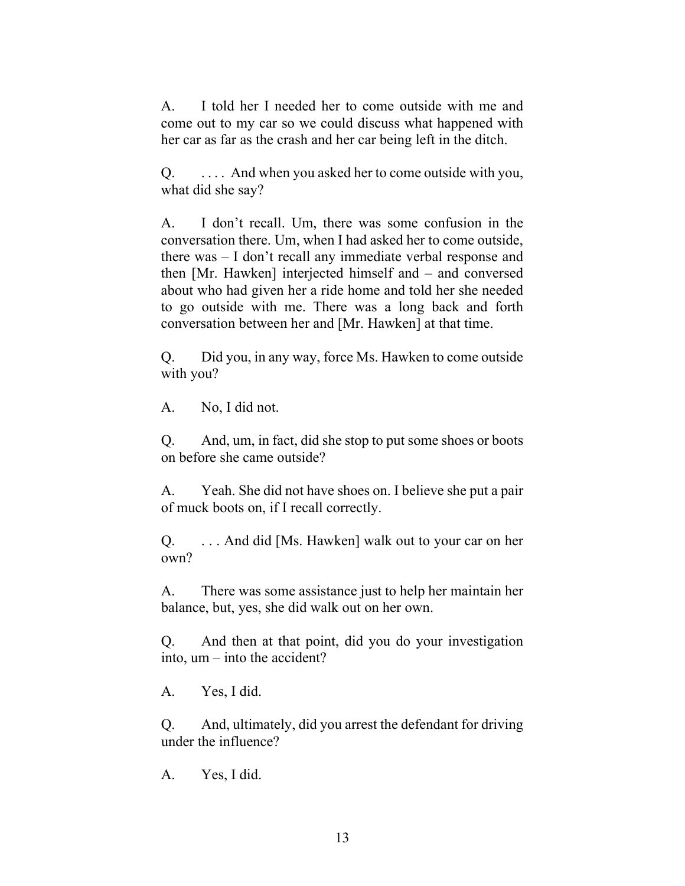A. I told her I needed her to come outside with me and come out to my car so we could discuss what happened with her car as far as the crash and her car being left in the ditch.

Q. . . . . And when you asked her to come outside with you, what did she say?

A. I don't recall. Um, there was some confusion in the conversation there. Um, when I had asked her to come outside, there was – I don't recall any immediate verbal response and then [Mr. Hawken] interjected himself and – and conversed about who had given her a ride home and told her she needed to go outside with me. There was a long back and forth conversation between her and [Mr. Hawken] at that time.

Q. Did you, in any way, force Ms. Hawken to come outside with you?

A. No, I did not.

Q. And, um, in fact, did she stop to put some shoes or boots on before she came outside?

A. Yeah. She did not have shoes on. I believe she put a pair of muck boots on, if I recall correctly.

Q. . . . And did [Ms. Hawken] walk out to your car on her own?

A. There was some assistance just to help her maintain her balance, but, yes, she did walk out on her own.

Q. And then at that point, did you do your investigation into, um – into the accident?

A. Yes, I did.

Q. And, ultimately, did you arrest the defendant for driving under the influence?

A. Yes, I did.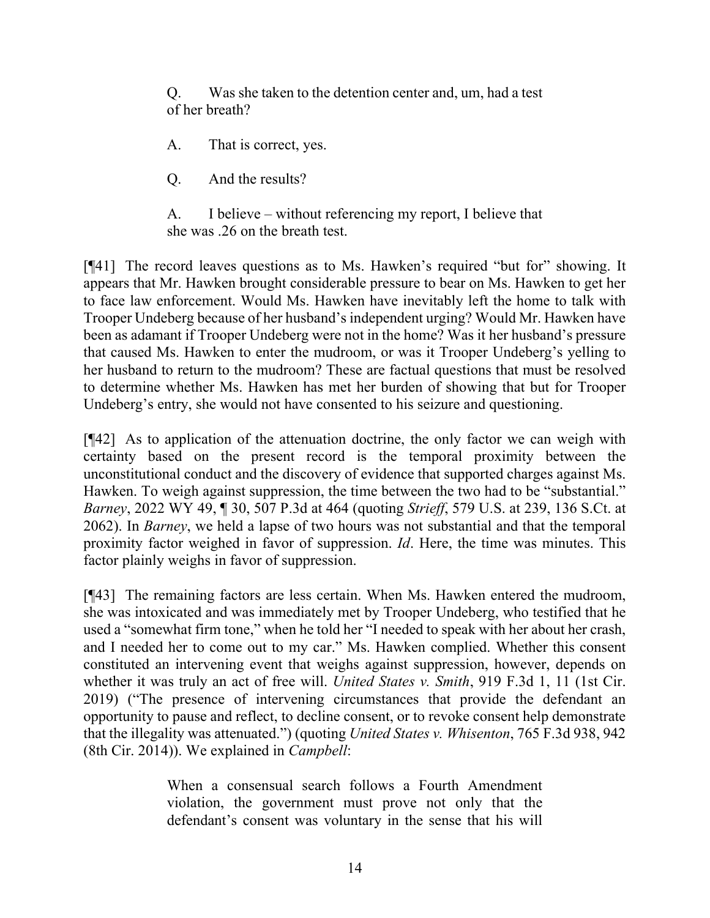> Q. Was she taken to the detention center and, um, had a test of her breath?
>
> A. That is correct, yes.
>
> Q. And the results?
>
> A. I believe – without referencing my report, I believe that she was .26 on the breath test.

[¶41] The record leaves questions as to Ms. Hawken's required "but for" showing. It appears that Mr. Hawken brought considerable pressure to bear on Ms. Hawken to get her to face law enforcement. Would Ms. Hawken have inevitably left the home to talk with Trooper Undeberg because of her husband's independent urging? Would Mr. Hawken have been as adamant if Trooper Undeberg were not in the home? Was it her husband's pressure that caused Ms. Hawken to enter the mudroom, or was it Trooper Undeberg's yelling to her husband to return to the mudroom? These are factual questions that must be resolved to determine whether Ms. Hawken has met her burden of showing that but for Trooper Undeberg's entry, she would not have consented to his seizure and questioning.

[¶42] As to application of the attenuation doctrine, the only factor we can weigh with certainty based on the present record is the temporal proximity between the unconstitutional conduct and the discovery of evidence that supported charges against Ms. Hawken. To weigh against suppression, the time between the two had to be "substantial." *Barney*, 2022 WY 49, ¶ 30, 507 P.3d at 464 (quoting *Strieff*, 579 U.S. at 239, 136 S.Ct. at 2062). In *Barney*, we held a lapse of two hours was not substantial and that the temporal proximity factor weighed in favor of suppression. *Id*. Here, the time was minutes. This factor plainly weighs in favor of suppression.

[¶43] The remaining factors are less certain. When Ms. Hawken entered the mudroom, she was intoxicated and was immediately met by Trooper Undeberg, who testified that he used a "somewhat firm tone," when he told her "I needed to speak with her about her crash, and I needed her to come out to my car." Ms. Hawken complied. Whether this consent constituted an intervening event that weighs against suppression, however, depends on whether it was truly an act of free will. *United States v. Smith*, 919 F.3d 1, 11 (1st Cir. 2019) ("The presence of intervening circumstances that provide the defendant an opportunity to pause and reflect, to decline consent, or to revoke consent help demonstrate that the illegality was attenuated.") (quoting *United States v. Whisenton*, 765 F.3d 938, 942 (8th Cir. 2014)). We explained in *Campbell*:

> When a consensual search follows a Fourth Amendment violation, the government must prove not only that the defendant's consent was voluntary in the sense that his will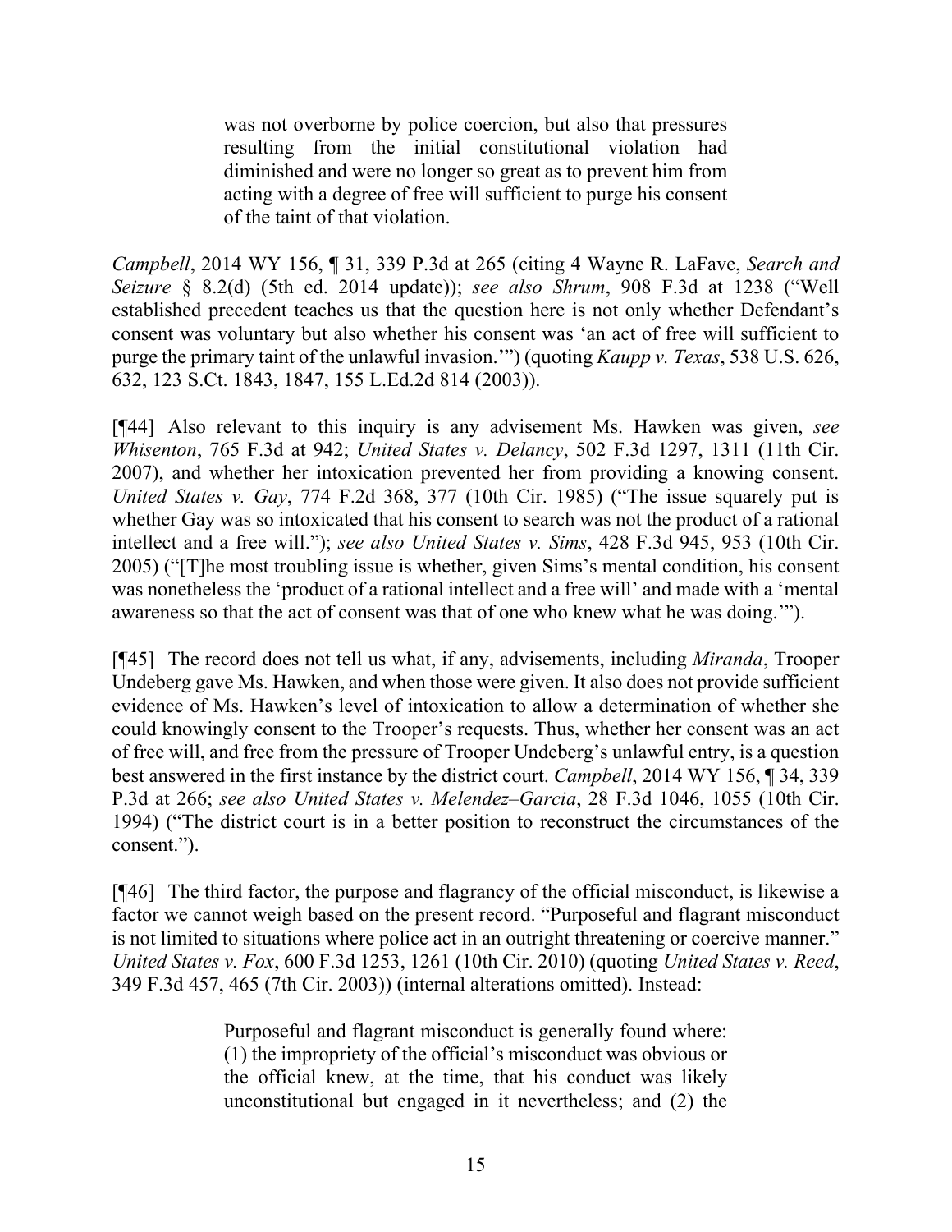> was not overborne by police coercion, but also that pressures resulting from the initial constitutional violation had diminished and were no longer so great as to prevent him from acting with a degree of free will sufficient to purge his consent of the taint of that violation.

*Campbell*, 2014 WY 156, ¶ 31, 339 P.3d at 265 (citing 4 Wayne R. LaFave, *Search and Seizure* § 8.2(d) (5th ed. 2014 update)); *see also Shrum*, 908 F.3d at 1238 ("Well established precedent teaches us that the question here is not only whether Defendant's consent was voluntary but also whether his consent was 'an act of free will sufficient to purge the primary taint of the unlawful invasion.'") (quoting *Kaupp v. Texas*, 538 U.S. 626, 632, 123 S.Ct. 1843, 1847, 155 L.Ed.2d 814 (2003)).

[¶44] Also relevant to this inquiry is any advisement Ms. Hawken was given, *see Whisenton*, 765 F.3d at 942; *United States v. Delancy*, 502 F.3d 1297, 1311 (11th Cir. 2007), and whether her intoxication prevented her from providing a knowing consent. *United States v. Gay*, 774 F.2d 368, 377 (10th Cir. 1985) ("The issue squarely put is whether Gay was so intoxicated that his consent to search was not the product of a rational intellect and a free will."); *see also United States v. Sims*, 428 F.3d 945, 953 (10th Cir. 2005) ("[T]he most troubling issue is whether, given Sims's mental condition, his consent was nonetheless the 'product of a rational intellect and a free will' and made with a 'mental awareness so that the act of consent was that of one who knew what he was doing.'").

[¶45] The record does not tell us what, if any, advisements, including *Miranda*, Trooper Undeberg gave Ms. Hawken, and when those were given. It also does not provide sufficient evidence of Ms. Hawken's level of intoxication to allow a determination of whether she could knowingly consent to the Trooper's requests. Thus, whether her consent was an act of free will, and free from the pressure of Trooper Undeberg's unlawful entry, is a question best answered in the first instance by the district court. *Campbell*, 2014 WY 156, ¶ 34, 339 P.3d at 266; *see also United States v. Melendez–Garcia*, 28 F.3d 1046, 1055 (10th Cir. 1994) ("The district court is in a better position to reconstruct the circumstances of the consent.").

[¶46] The third factor, the purpose and flagrancy of the official misconduct, is likewise a factor we cannot weigh based on the present record. "Purposeful and flagrant misconduct is not limited to situations where police act in an outright threatening or coercive manner." *United States v. Fox*, 600 F.3d 1253, 1261 (10th Cir. 2010) (quoting *United States v. Reed*, 349 F.3d 457, 465 (7th Cir. 2003)) (internal alterations omitted). Instead:

> Purposeful and flagrant misconduct is generally found where: (1) the impropriety of the official's misconduct was obvious or the official knew, at the time, that his conduct was likely unconstitutional but engaged in it nevertheless; and (2) the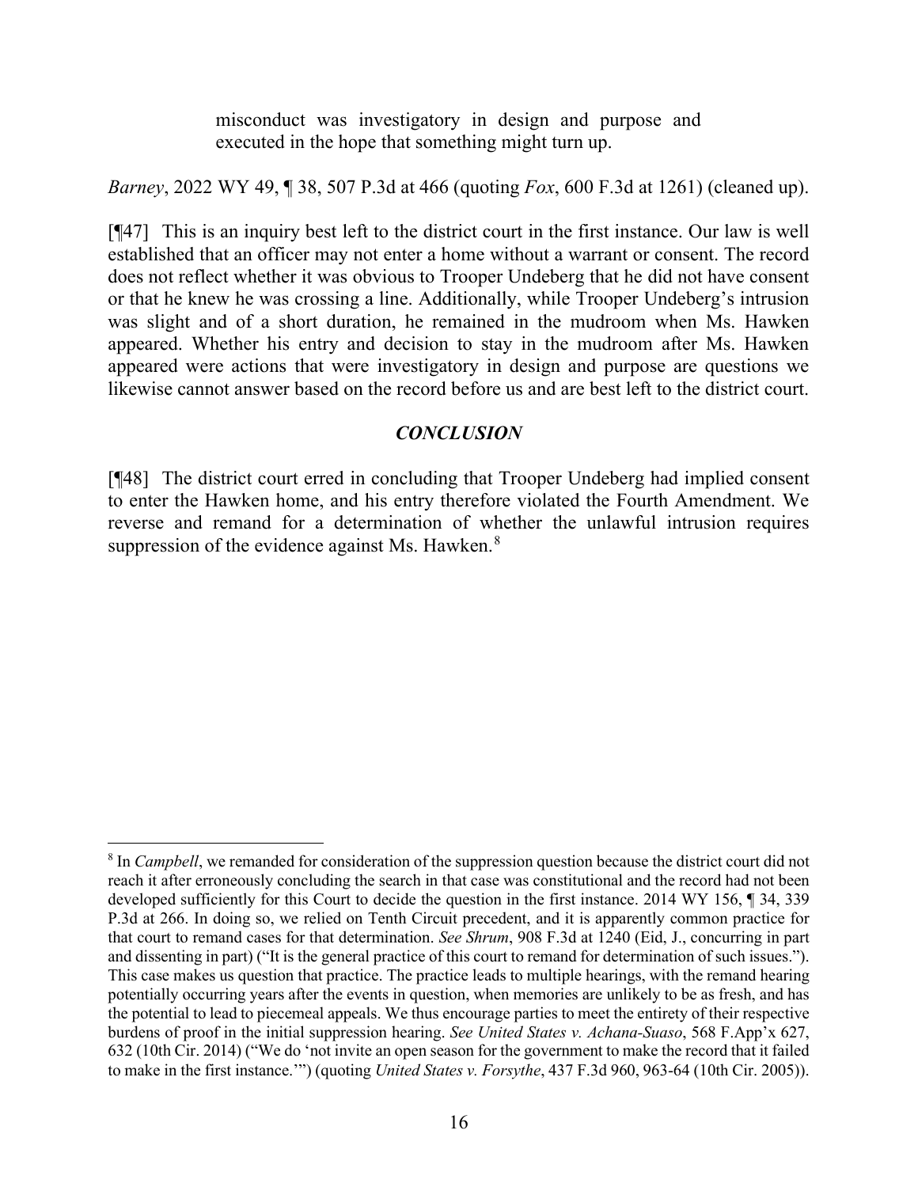> misconduct was investigatory in design and purpose and executed in the hope that something might turn up.

*Barney*, 2022 WY 49, ¶ 38, 507 P.3d at 466 (quoting *Fox*, 600 F.3d at 1261) (cleaned up).

[¶47] This is an inquiry best left to the district court in the first instance. Our law is well established that an officer may not enter a home without a warrant or consent. The record does not reflect whether it was obvious to Trooper Undeberg that he did not have consent or that he knew he was crossing a line. Additionally, while Trooper Undeberg's intrusion was slight and of a short duration, he remained in the mudroom when Ms. Hawken appeared. Whether his entry and decision to stay in the mudroom after Ms. Hawken appeared were actions that were investigatory in design and purpose are questions we likewise cannot answer based on the record before us and are best left to the district court.

## *CONCLUSION*

[¶48] The district court erred in concluding that Trooper Undeberg had implied consent to enter the Hawken home, and his entry therefore violated the Fourth Amendment. We reverse and remand for a determination of whether the unlawful intrusion requires suppression of the evidence against Ms. Hawken.[8]

---

[8] In *Campbell*, we remanded for consideration of the suppression question because the district court did not reach it after erroneously concluding the search in that case was constitutional and the record had not been developed sufficiently for this Court to decide the question in the first instance. 2014 WY 156, ¶ 34, 339 P.3d at 266. In doing so, we relied on Tenth Circuit precedent, and it is apparently common practice for that court to remand cases for that determination. *See Shrum*, 908 F.3d at 1240 (Eid, J., concurring in part and dissenting in part) ("It is the general practice of this court to remand for determination of such issues."). This case makes us question that practice. The practice leads to multiple hearings, with the remand hearing potentially occurring years after the events in question, when memories are unlikely to be as fresh, and has the potential to lead to piecemeal appeals. We thus encourage parties to meet the entirety of their respective burdens of proof in the initial suppression hearing. *See United States v. Achana-Suaso*, 568 F.App'x 627, 632 (10th Cir. 2014) ("We do 'not invite an open season for the government to make the record that it failed to make in the first instance.'") (quoting *United States v. Forsythe*, 437 F.3d 960, 963-64 (10th Cir. 2005)).